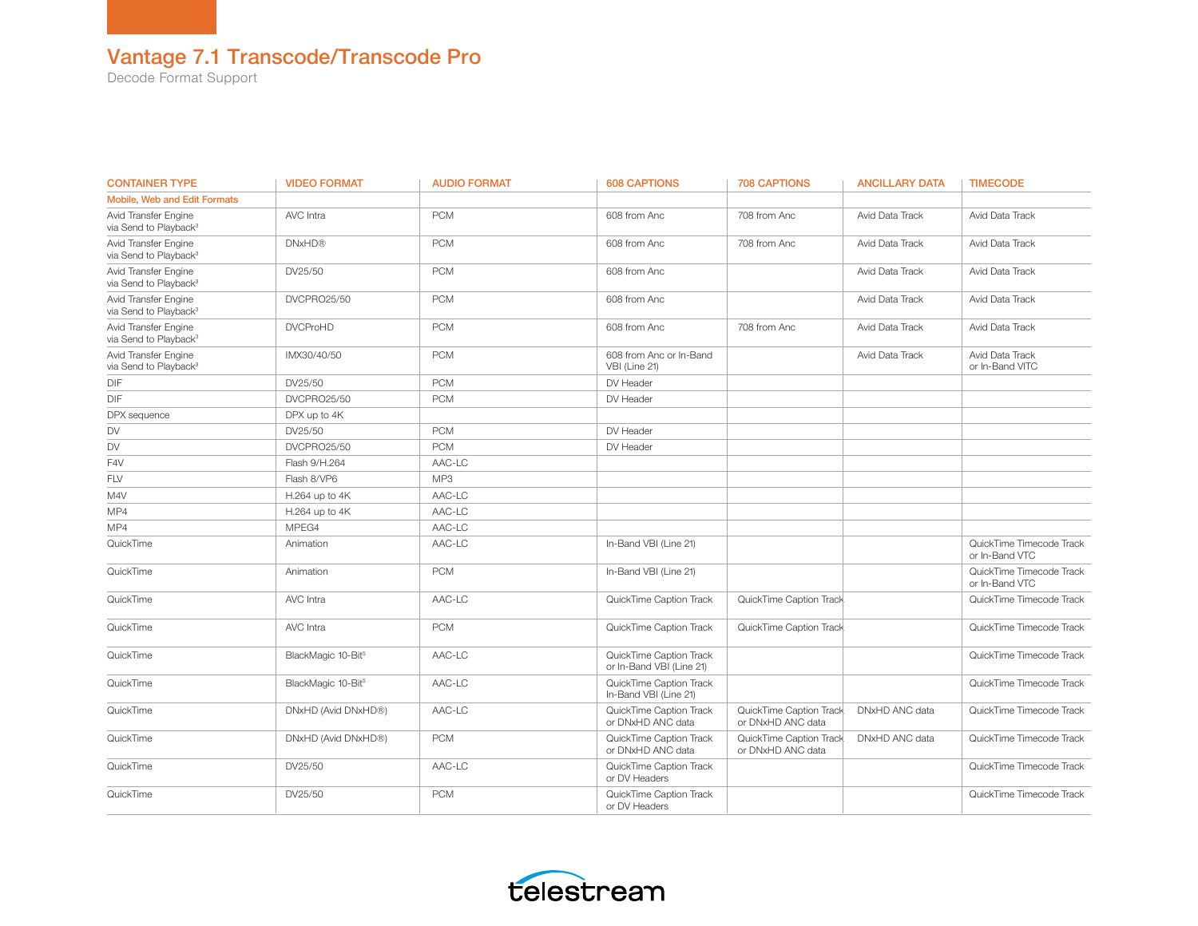# Vantage 7.1 Transcode/Transcode Pro

Decode Format Support

| CONTAINER TYPE | VIDEO FORMAT | AUDIO FORMAT | 608 CAPTIONS | 708 CAPTIONS | ANCILLARY DATA | TIMECODE |
|---|---|---|---|---|---|---|
| **Mobile, Web and Edit Formats** | | | | | | |
| Avid Transfer Engine via Send to Playback[3] | AVC Intra | PCM | 608 from Anc | 708 from Anc | Avid Data Track | Avid Data Track |
| Avid Transfer Engine via Send to Playback[3] | DNxHD® | PCM | 608 from Anc | 708 from Anc | Avid Data Track | Avid Data Track |
| Avid Transfer Engine via Send to Playback[3] | DV25/50 | PCM | 608 from Anc | | Avid Data Track | Avid Data Track |
| Avid Transfer Engine via Send to Playback[3] | DVCPRO25/50 | PCM | 608 from Anc | | Avid Data Track | Avid Data Track |
| Avid Transfer Engine via Send to Playback[3] | DVCProHD | PCM | 608 from Anc | 708 from Anc | Avid Data Track | Avid Data Track |
| Avid Transfer Engine via Send to Playback[3] | IMX30/40/50 | PCM | 608 from Anc or In-Band VBI (Line 21) | | Avid Data Track | Avid Data Track or In-Band VITC |
| DIF | DV25/50 | PCM | DV Header | | | |
| DIF | DVCPRO25/50 | PCM | DV Header | | | |
| DPX sequence | DPX up to 4K | | | | | |
| DV | DV25/50 | PCM | DV Header | | | |
| DV | DVCPRO25/50 | PCM | DV Header | | | |
| F4V | Flash 9/H.264 | AAC-LC | | | | |
| FLV | Flash 8/VP6 | MP3 | | | | |
| M4V | H.264 up to 4K | AAC-LC | | | | |
| MP4 | H.264 up to 4K | AAC-LC | | | | |
| MP4 | MPEG4 | AAC-LC | | | | |
| QuickTime | Animation | AAC-LC | In-Band VBI (Line 21) | | | QuickTime Timecode Track or In-Band VTC |
| QuickTime | Animation | PCM | In-Band VBI (Line 21) | | | QuickTime Timecode Track or In-Band VTC |
| QuickTime | AVC Intra | AAC-LC | QuickTime Caption Track | QuickTime Caption Track | | QuickTime Timecode Track |
| QuickTime | AVC Intra | PCM | QuickTime Caption Track | QuickTime Caption Track | | QuickTime Timecode Track |
| QuickTime | BlackMagic 10-Bit[5] | AAC-LC | QuickTime Caption Track or In-Band VBI (Line 21) | | | QuickTime Timecode Track |
| QuickTime | BlackMagic 10-Bit[5] | AAC-LC | QuickTime Caption Track In-Band VBI (Line 21) | | | QuickTime Timecode Track |
| QuickTime | DNxHD (Avid DNxHD®) | AAC-LC | QuickTime Caption Track or DNxHD ANC data | QuickTime Caption Track or DNxHD ANC data | DNxHD ANC data | QuickTime Timecode Track |
| QuickTime | DNxHD (Avid DNxHD®) | PCM | QuickTime Caption Track or DNxHD ANC data | QuickTime Caption Track or DNxHD ANC data | DNxHD ANC data | QuickTime Timecode Track |
| QuickTime | DV25/50 | AAC-LC | QuickTime Caption Track or DV Headers | | | QuickTime Timecode Track |
| QuickTime | DV25/50 | PCM | QuickTime Caption Track or DV Headers | | | QuickTime Timecode Track |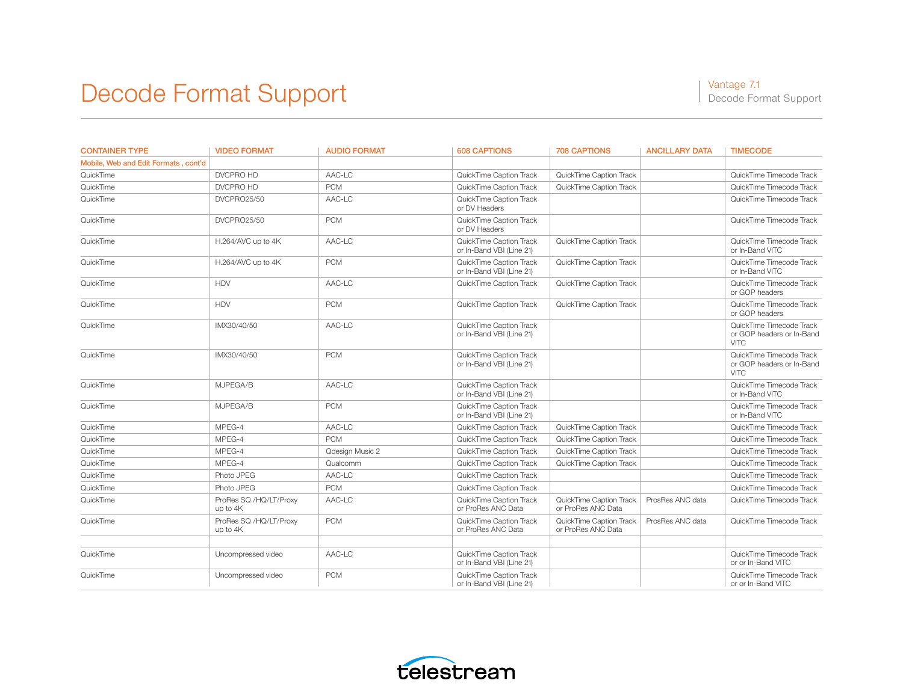# Decode Format Support

| CONTAINER TYPE | VIDEO FORMAT | AUDIO FORMAT | 608 CAPTIONS | 708 CAPTIONS | ANCILLARY DATA | TIMECODE |
|---|---|---|---|---|---|---|
| Mobile, Web and Edit Formats , cont'd | | | | | | |
| QuickTime | DVCPRO HD | AAC-LC | QuickTime Caption Track | QuickTime Caption Track | | QuickTime Timecode Track |
| QuickTime | DVCPRO HD | PCM | QuickTime Caption Track | QuickTime Caption Track | | QuickTime Timecode Track |
| QuickTime | DVCPRO25/50 | AAC-LC | QuickTime Caption Track or DV Headers | | | QuickTime Timecode Track |
| QuickTime | DVCPRO25/50 | PCM | QuickTime Caption Track or DV Headers | | | QuickTime Timecode Track |
| QuickTime | H.264/AVC up to 4K | AAC-LC | QuickTime Caption Track or In-Band VBI (Line 21) | QuickTime Caption Track | | QuickTime Timecode Track or In-Band VITC |
| QuickTime | H.264/AVC up to 4K | PCM | QuickTime Caption Track or In-Band VBI (Line 21) | QuickTime Caption Track | | QuickTime Timecode Track or In-Band VITC |
| QuickTime | HDV | AAC-LC | QuickTime Caption Track | QuickTime Caption Track | | QuickTime Timecode Track or GOP headers |
| QuickTime | HDV | PCM | QuickTime Caption Track | QuickTime Caption Track | | QuickTime Timecode Track or GOP headers |
| QuickTime | IMX30/40/50 | AAC-LC | QuickTime Caption Track or In-Band VBI (Line 21) | | | QuickTime Timecode Track or GOP headers or In-Band VITC |
| QuickTime | IMX30/40/50 | PCM | QuickTime Caption Track or In-Band VBI (Line 21) | | | QuickTime Timecode Track or GOP headers or In-Band VITC |
| QuickTime | MJPEGA/B | AAC-LC | QuickTime Caption Track or In-Band VBI (Line 21) | | | QuickTime Timecode Track or In-Band VITC |
| QuickTime | MJPEGA/B | PCM | QuickTime Caption Track or In-Band VBI (Line 21) | | | QuickTime Timecode Track or In-Band VITC |
| QuickTime | MPEG-4 | AAC-LC | QuickTime Caption Track | QuickTime Caption Track | | QuickTime Timecode Track |
| QuickTime | MPEG-4 | PCM | QuickTime Caption Track | QuickTime Caption Track | | QuickTime Timecode Track |
| QuickTime | MPEG-4 | Qdesign Music 2 | QuickTime Caption Track | QuickTime Caption Track | | QuickTime Timecode Track |
| QuickTime | MPEG-4 | Qualcomm | QuickTime Caption Track | QuickTime Caption Track | | QuickTime Timecode Track |
| QuickTime | Photo JPEG | AAC-LC | QuickTime Caption Track | | | QuickTime Timecode Track |
| QuickTime | Photo JPEG | PCM | QuickTime Caption Track | | | QuickTime Timecode Track |
| QuickTime | ProRes SQ /HQ/LT/Proxy up to 4K | AAC-LC | QuickTime Caption Track or ProRes ANC Data | QuickTime Caption Track or ProRes ANC Data | ProsRes ANC data | QuickTime Timecode Track |
| QuickTime | ProRes SQ /HQ/LT/Proxy up to 4K | PCM | QuickTime Caption Track or ProRes ANC Data | QuickTime Caption Track or ProRes ANC Data | ProsRes ANC data | QuickTime Timecode Track |
| | | | | | | |
| QuickTime | Uncompressed video | AAC-LC | QuickTime Caption Track or In-Band VBI (Line 21) | | | QuickTime Timecode Track or or In-Band VITC |
| QuickTime | Uncompressed video | PCM | QuickTime Caption Track or In-Band VBI (Line 21) | | | QuickTime Timecode Track or or In-Band VITC |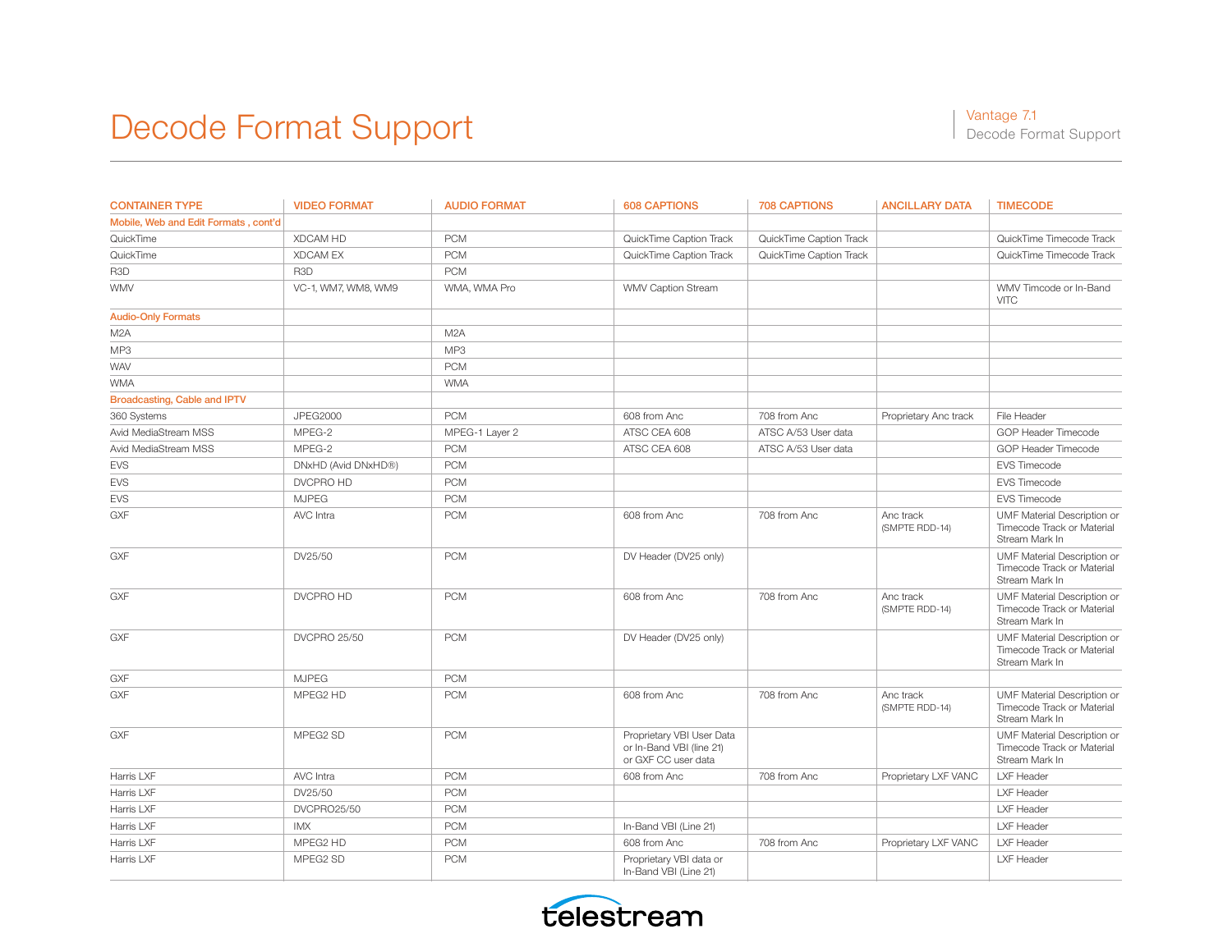# Decode Format Support

| CONTAINER TYPE | VIDEO FORMAT | AUDIO FORMAT | 608 CAPTIONS | 708 CAPTIONS | ANCILLARY DATA | TIMECODE |
|---|---|---|---|---|---|---|
| **Mobile, Web and Edit Formats , cont'd** | | | | | | |
| QuickTime | XDCAM HD | PCM | QuickTime Caption Track | QuickTime Caption Track | | QuickTime Timecode Track |
| QuickTime | XDCAM EX | PCM | QuickTime Caption Track | QuickTime Caption Track | | QuickTime Timecode Track |
| R3D | R3D | PCM | | | | |
| WMV | VC-1, WM7, WM8, WM9 | WMA, WMA Pro | WMV Caption Stream | | | WMV Timcode or In-Band VITC |
| **Audio-Only Formats** | | | | | | |
| M2A | | M2A | | | | |
| MP3 | | MP3 | | | | |
| WAV | | PCM | | | | |
| WMA | | WMA | | | | |
| **Broadcasting, Cable and IPTV** | | | | | | |
| 360 Systems | JPEG2000 | PCM | 608 from Anc | 708 from Anc | Proprietary Anc track | File Header |
| Avid MediaStream MSS | MPEG-2 | MPEG-1 Layer 2 | ATSC CEA 608 | ATSC A/53 User data | | GOP Header Timecode |
| Avid MediaStream MSS | MPEG-2 | PCM | ATSC CEA 608 | ATSC A/53 User data | | GOP Header Timecode |
| EVS | DNxHD (Avid DNxHD®) | PCM | | | | EVS Timecode |
| EVS | DVCPRO HD | PCM | | | | EVS Timecode |
| EVS | MJPEG | PCM | | | | EVS Timecode |
| GXF | AVC Intra | PCM | 608 from Anc | 708 from Anc | Anc track (SMPTE RDD-14) | UMF Material Description or Timecode Track or Material Stream Mark In |
| GXF | DV25/50 | PCM | DV Header (DV25 only) | | | UMF Material Description or Timecode Track or Material Stream Mark In |
| GXF | DVCPRO HD | PCM | 608 from Anc | 708 from Anc | Anc track (SMPTE RDD-14) | UMF Material Description or Timecode Track or Material Stream Mark In |
| GXF | DVCPRO 25/50 | PCM | DV Header (DV25 only) | | | UMF Material Description or Timecode Track or Material Stream Mark In |
| GXF | MJPEG | PCM | | | | |
| GXF | MPEG2 HD | PCM | 608 from Anc | 708 from Anc | Anc track (SMPTE RDD-14) | UMF Material Description or Timecode Track or Material Stream Mark In |
| GXF | MPEG2 SD | PCM | Proprietary VBI User Data or In-Band VBI (line 21) or GXF CC user data | | | UMF Material Description or Timecode Track or Material Stream Mark In |
| Harris LXF | AVC Intra | PCM | 608 from Anc | 708 from Anc | Proprietary LXF VANC | LXF Header |
| Harris LXF | DV25/50 | PCM | | | | LXF Header |
| Harris LXF | DVCPRO25/50 | PCM | | | | LXF Header |
| Harris LXF | IMX | PCM | In-Band VBI (Line 21) | | | LXF Header |
| Harris LXF | MPEG2 HD | PCM | 608 from Anc | 708 from Anc | Proprietary LXF VANC | LXF Header |
| Harris LXF | MPEG2 SD | PCM | Proprietary VBI data or In-Band VBI (Line 21) | | | LXF Header |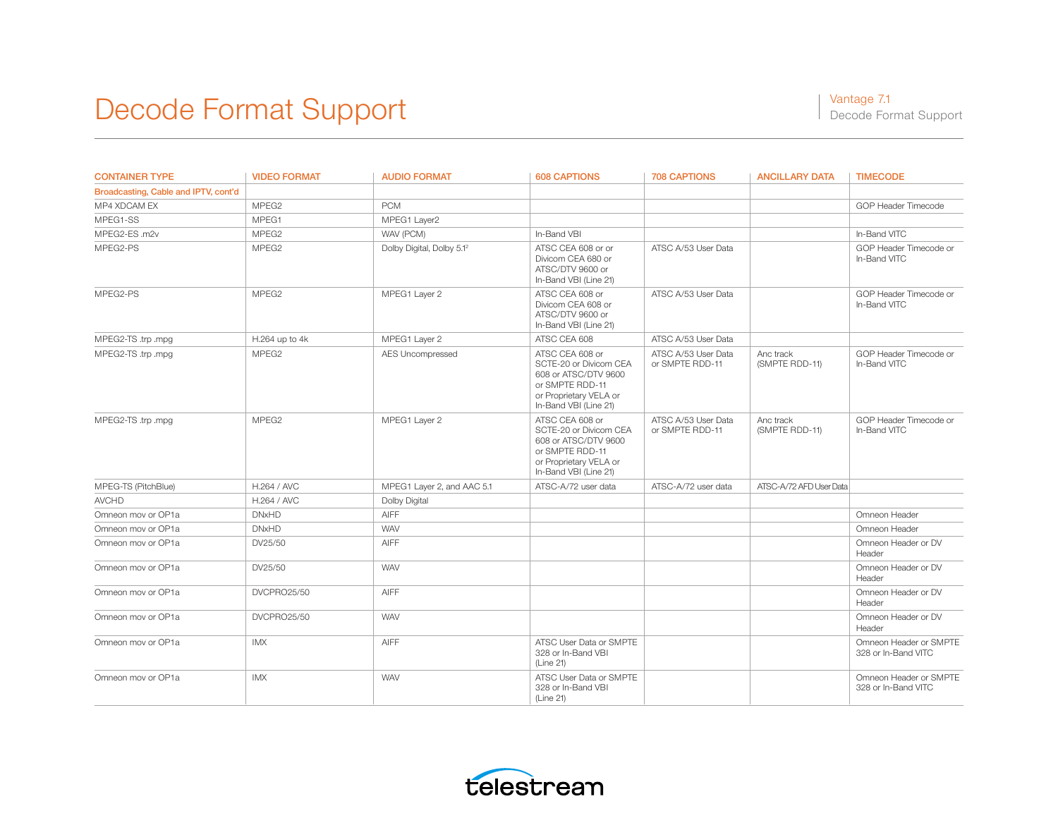# Decode Format Support

| CONTAINER TYPE | VIDEO FORMAT | AUDIO FORMAT | 608 CAPTIONS | 708 CAPTIONS | ANCILLARY DATA | TIMECODE |
|---|---|---|---|---|---|---|
| Broadcasting, Cable and IPTV, cont'd | | | | | | |
| MP4 XDCAM EX | MPEG2 | PCM | | | | GOP Header Timecode |
| MPEG1-SS | MPEG1 | MPEG1 Layer2 | | | | |
| MPEG2-ES .m2v | MPEG2 | WAV (PCM) | In-Band VBI | | | In-Band VITC |
| MPEG2-PS | MPEG2 | Dolby Digital, Dolby 5.1[2] | ATSC CEA 608 or or Divicom CEA 680 or ATSC/DTV 9600 or In-Band VBI (Line 21) | ATSC A/53 User Data | | GOP Header Timecode or In-Band VITC |
| MPEG2-PS | MPEG2 | MPEG1 Layer 2 | ATSC CEA 608 or Divicom CEA 608 or ATSC/DTV 9600 or In-Band VBI (Line 21) | ATSC A/53 User Data | | GOP Header Timecode or In-Band VITC |
| MPEG2-TS .trp .mpg | H.264 up to 4k | MPEG1 Layer 2 | ATSC CEA 608 | ATSC A/53 User Data | | |
| MPEG2-TS .trp .mpg | MPEG2 | AES Uncompressed | ATSC CEA 608 or SCTE-20 or Divicom CEA 608 or ATSC/DTV 9600 or SMPTE RDD-11 or Proprietary VELA or In-Band VBI (Line 21) | ATSC A/53 User Data or SMPTE RDD-11 | Anc track (SMPTE RDD-11) | GOP Header Timecode or In-Band VITC |
| MPEG2-TS .trp .mpg | MPEG2 | MPEG1 Layer 2 | ATSC CEA 608 or SCTE-20 or Divicom CEA 608 or ATSC/DTV 9600 or SMPTE RDD-11 or Proprietary VELA or In-Band VBI (Line 21) | ATSC A/53 User Data or SMPTE RDD-11 | Anc track (SMPTE RDD-11) | GOP Header Timecode or In-Band VITC |
| MPEG-TS (PitchBlue) | H.264 / AVC | MPEG1 Layer 2, and AAC 5.1 | ATSC-A/72 user data | ATSC-A/72 user data | ATSC-A/72 AFD User Data | |
| AVCHD | H.264 / AVC | Dolby Digital | | | | |
| Omneon mov or OP1a | DNxHD | AIFF | | | | Omneon Header |
| Omneon mov or OP1a | DNxHD | WAV | | | | Omneon Header |
| Omneon mov or OP1a | DV25/50 | AIFF | | | | Omneon Header or DV Header |
| Omneon mov or OP1a | DV25/50 | WAV | | | | Omneon Header or DV Header |
| Omneon mov or OP1a | DVCPRO25/50 | AIFF | | | | Omneon Header or DV Header |
| Omneon mov or OP1a | DVCPRO25/50 | WAV | | | | Omneon Header or DV Header |
| Omneon mov or OP1a | IMX | AIFF | ATSC User Data or SMPTE 328 or In-Band VBI (Line 21) | | | Omneon Header or SMPTE 328 or In-Band VITC |
| Omneon mov or OP1a | IMX | WAV | ATSC User Data or SMPTE 328 or In-Band VBI (Line 21) | | | Omneon Header or SMPTE 328 or In-Band VITC |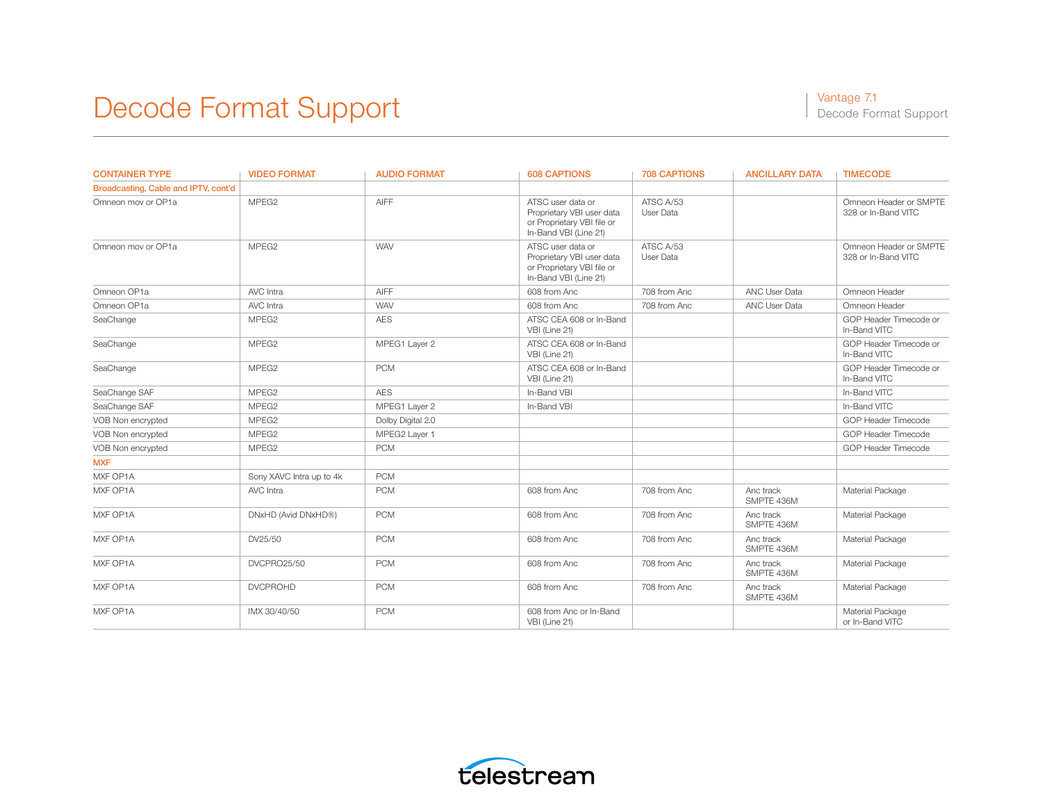# Decode Format Support

| CONTAINER TYPE | VIDEO FORMAT | AUDIO FORMAT | 608 CAPTIONS | 708 CAPTIONS | ANCILLARY DATA | TIMECODE |
|---|---|---|---|---|---|---|
| **Broadcasting, Cable and IPTV, cont'd** | | | | | | |
| Omneon mov or OP1a | MPEG2 | AIFF | ATSC user data or Proprietary VBI user data or Proprietary VBI file or In-Band VBI (Line 21) | ATSC A/53 User Data | | Omneon Header or SMPTE 328 or In-Band VITC |
| Omneon mov or OP1a | MPEG2 | WAV | ATSC user data or Proprietary VBI user data or Proprietary VBI file or In-Band VBI (Line 21) | ATSC A/53 User Data | | Omneon Header or SMPTE 328 or In-Band VITC |
| Omneon OP1a | AVC Intra | AIFF | 608 from Anc | 708 from Anc | ANC User Data | Omneon Header |
| Omneon OP1a | AVC Intra | WAV | 608 from Anc | 708 from Anc | ANC User Data | Omneon Header |
| SeaChange | MPEG2 | AES | ATSC CEA 608 or In-Band VBI (Line 21) | | | GOP Header Timecode or In-Band VITC |
| SeaChange | MPEG2 | MPEG1 Layer 2 | ATSC CEA 608 or In-Band VBI (Line 21) | | | GOP Header Timecode or In-Band VITC |
| SeaChange | MPEG2 | PCM | ATSC CEA 608 or In-Band VBI (Line 21) | | | GOP Header Timecode or In-Band VITC |
| SeaChange SAF | MPEG2 | AES | In-Band VBI | | | In-Band VITC |
| SeaChange SAF | MPEG2 | MPEG1 Layer 2 | In-Band VBI | | | In-Band VITC |
| VOB Non encrypted | MPEG2 | Dolby Digital 2.0 | | | | GOP Header Timecode |
| VOB Non encrypted | MPEG2 | MPEG2 Layer 1 | | | | GOP Header Timecode |
| VOB Non encrypted | MPEG2 | PCM | | | | GOP Header Timecode |
| **MXF** | | | | | | |
| MXF OP1A | Sony XAVC Intra up to 4k | PCM | | | | |
| MXF OP1A | AVC Intra | PCM | 608 from Anc | 708 from Anc | Anc track SMPTE 436M | Material Package |
| MXF OP1A | DNxHD (Avid DNxHD®) | PCM | 608 from Anc | 708 from Anc | Anc track SMPTE 436M | Material Package |
| MXF OP1A | DV25/50 | PCM | 608 from Anc | 708 from Anc | Anc track SMPTE 436M | Material Package |
| MXF OP1A | DVCPRO25/50 | PCM | 608 from Anc | 708 from Anc | Anc track SMPTE 436M | Material Package |
| MXF OP1A | DVCPROHD | PCM | 608 from Anc | 708 from Anc | Anc track SMPTE 436M | Material Package |
| MXF OP1A | IMX 30/40/50 | PCM | 608 from Anc or In-Band VBI (Line 21) | | | Material Package or In-Band VITC |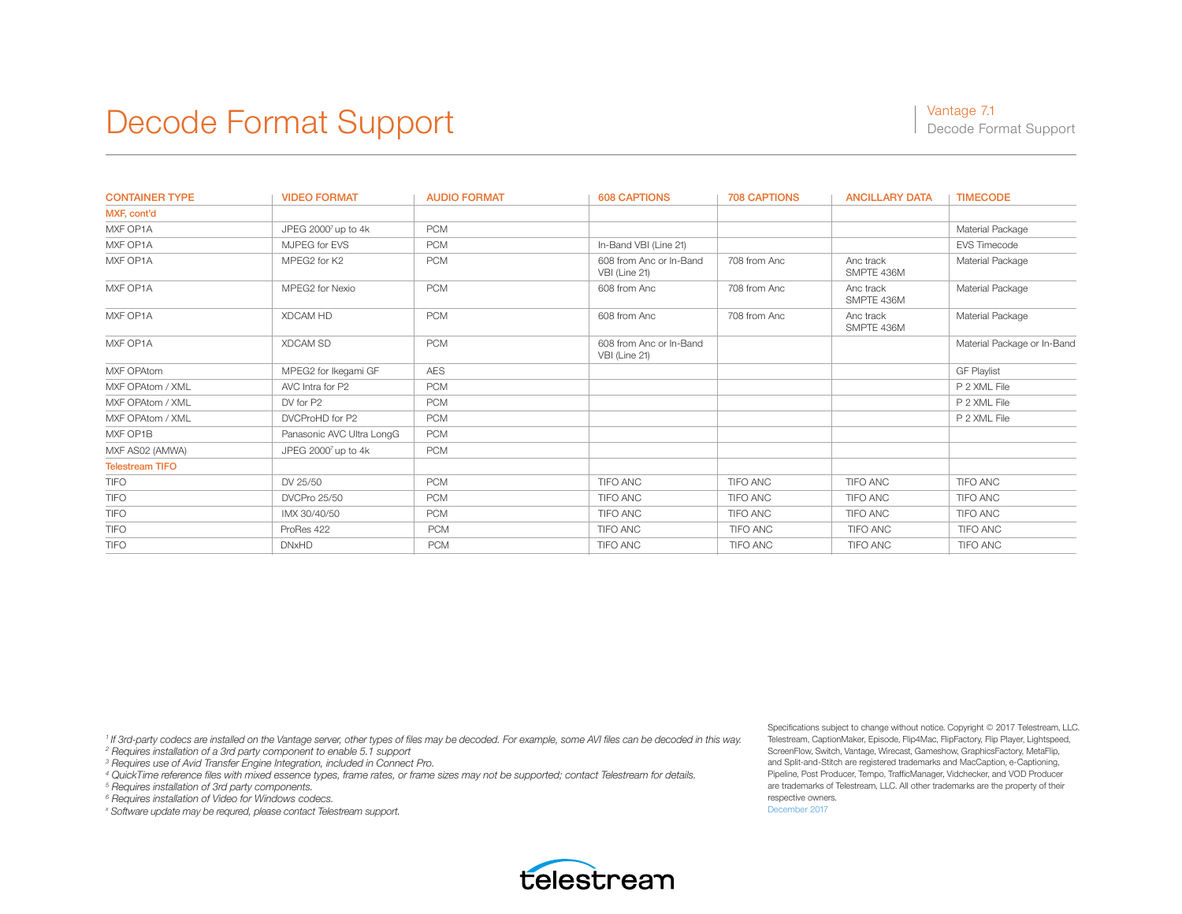# Decode Format Support

Vantage 7.1
Decode Format Support

| CONTAINER TYPE | VIDEO FORMAT | AUDIO FORMAT | 608 CAPTIONS | 708 CAPTIONS | ANCILLARY DATA | TIMECODE |
|---|---|---|---|---|---|---|
| **MXF, cont'd** | | | | | | |
| MXF OP1A | JPEG 2000[7] up to 4k | PCM | | | | Material Package |
| MXF OP1A | MJPEG for EVS | PCM | In-Band VBI (Line 21) | | | EVS Timecode |
| MXF OP1A | MPEG2 for K2 | PCM | 608 from Anc or In-Band VBI (Line 21) | 708 from Anc | Anc track SMPTE 436M | Material Package |
| MXF OP1A | MPEG2 for Nexio | PCM | 608 from Anc | 708 from Anc | Anc track SMPTE 436M | Material Package |
| MXF OP1A | XDCAM HD | PCM | 608 from Anc | 708 from Anc | Anc track SMPTE 436M | Material Package |
| MXF OP1A | XDCAM SD | PCM | 608 from Anc or In-Band VBI (Line 21) | | | Material Package or In-Band |
| MXF OPAtom | MPEG2 for Ikegami GF | AES | | | | GF Playlist |
| MXF OPAtom / XML | AVC Intra for P2 | PCM | | | | P 2 XML File |
| MXF OPAtom / XML | DV for P2 | PCM | | | | P 2 XML File |
| MXF OPAtom / XML | DVCProHD for P2 | PCM | | | | P 2 XML File |
| MXF OP1B | Panasonic AVC Ultra LongG | PCM | | | | |
| MXF AS02 (AMWA) | JPEG 2000[7] up to 4k | PCM | | | | |
| **Telestream TIFO** | | | | | | |
| TIFO | DV 25/50 | PCM | TIFO ANC | TIFO ANC | TIFO ANC | TIFO ANC |
| TIFO | DVCPro 25/50 | PCM | TIFO ANC | TIFO ANC | TIFO ANC | TIFO ANC |
| TIFO | IMX 30/40/50 | PCM | TIFO ANC | TIFO ANC | TIFO ANC | TIFO ANC |
| TIFO | ProRes 422 | PCM | TIFO ANC | TIFO ANC | TIFO ANC | TIFO ANC |
| TIFO | DNxHD | PCM | TIFO ANC | TIFO ANC | TIFO ANC | TIFO ANC |

*[1] If 3rd-party codecs are installed on the Vantage server, other types of files may be decoded. For example, some AVI files can be decoded in this way.*
*[2] Requires installation of a 3rd party component to enable 5.1 support*
*[3] Requires use of Avid Transfer Engine Integration, included in Connect Pro.*
*[4] QuickTime reference files with mixed essence types, frame rates, or frame sizes may not be supported; contact Telestream for details.*
*[5] Requires installation of 3rd party components.*
*[6] Requires installation of Video for Windows codecs.*
*[x] Software update may be requred, please contact Telestream support.*

Specifications subject to change without notice. Copyright © 2017 Telestream, LLC. Telestream, CaptionMaker, Episode, Flip4Mac, FlipFactory, Flip Player, Lightspeed, ScreenFlow, Switch, Vantage, Wirecast, Gameshow, GraphicsFactory, MetaFlip, and Split-and-Stitch are registered trademarks and MacCaption, e-Captioning, Pipeline, Post Producer, Tempo, TrafficManager, Vidchecker, and VOD Producer are trademarks of Telestream, LLC. All other trademarks are the property of their respective owners.
December 2017

telestream